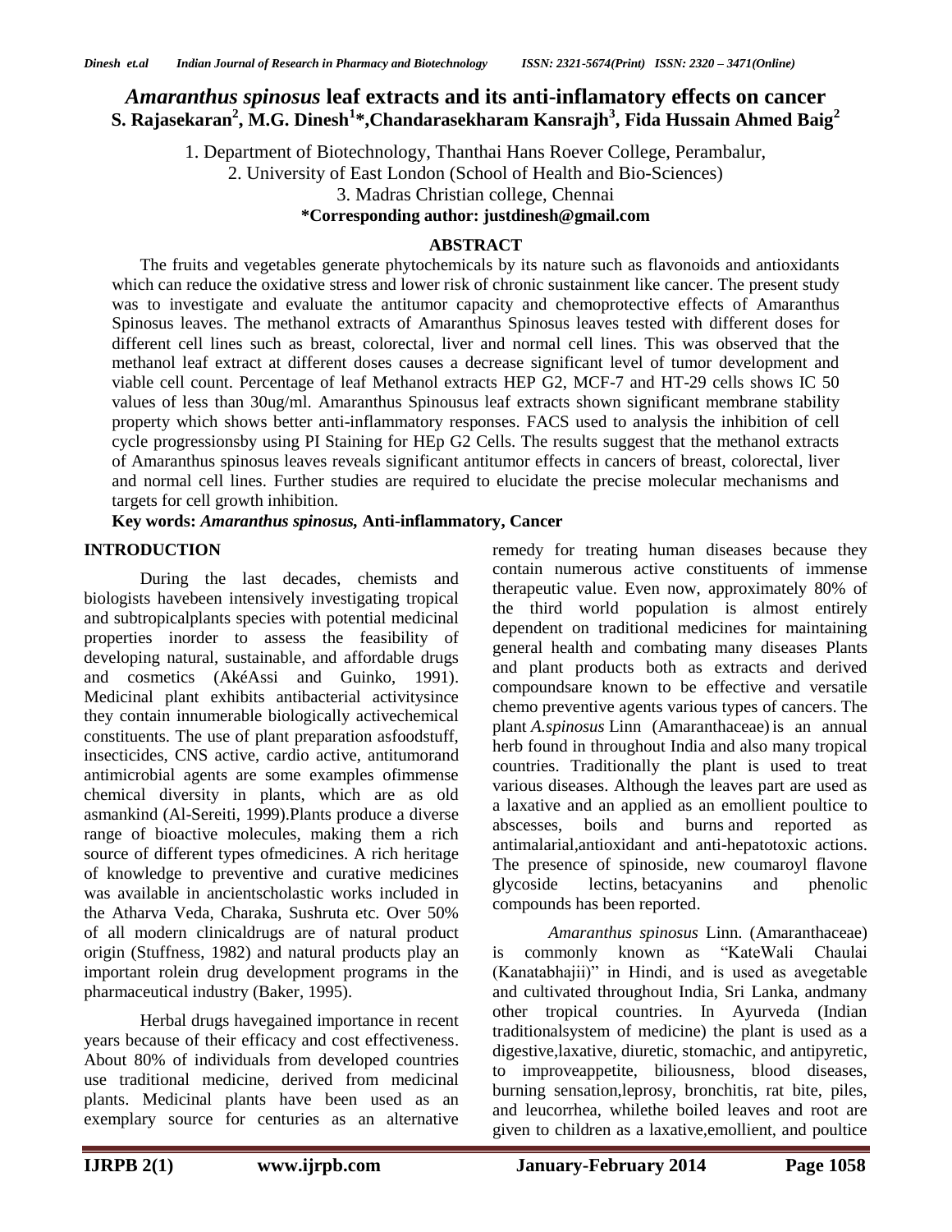# *Amaranthus spinosus* leaf extracts and its anti-inflamatory effects on cancer

**S. Rajasekaran[2], M.G. Dinesh[1]*, Chandarasekharam Kansrajh[3], Fida Hussain Ahmed Baig[2]**

1. Department of Biotechnology, Thanthai Hans Roever College, Perambalur,
2. University of East London (School of Health and Bio-Sciences)
3. Madras Christian college, Chennai

**\*Corresponding author: justdinesh@gmail.com**

## ABSTRACT

The fruits and vegetables generate phytochemicals by its nature such as flavonoids and antioxidants which can reduce the oxidative stress and lower risk of chronic sustainment like cancer. The present study was to investigate and evaluate the antitumor capacity and chemoprotective effects of Amaranthus Spinosus leaves. The methanol extracts of Amaranthus Spinosus leaves tested with different doses for different cell lines such as breast, colorectal, liver and normal cell lines. This was observed that the methanol leaf extract at different doses causes a decrease significant level of tumor development and viable cell count. Percentage of leaf Methanol extracts HEP G2, MCF-7 and HT-29 cells shows IC 50 values of less than 30ug/ml. Amaranthus Spinousus leaf extracts shown significant membrane stability property which shows better anti-inflammatory responses. FACS used to analysis the inhibition of cell cycle progressionsby using PI Staining for HEp G2 Cells. The results suggest that the methanol extracts of Amaranthus spinosus leaves reveals significant antitumor effects in cancers of breast, colorectal, liver and normal cell lines. Further studies are required to elucidate the precise molecular mechanisms and targets for cell growth inhibition.

**Key words:** ***Amaranthus spinosus*, Anti-inflammatory, Cancer**

## INTRODUCTION

During the last decades, chemists and biologists havebeen intensively investigating tropical and subtropicalplants species with potential medicinal properties inorder to assess the feasibility of developing natural, sustainable, and affordable drugs and cosmetics (AkéAssi and Guinko, 1991). Medicinal plant exhibits antibacterial activitysince they contain innumerable biologically activechemical constituents. The use of plant preparation asfoodstuff, insecticides, CNS active, cardio active, antitumorand antimicrobial agents are some examples ofimmense chemical diversity in plants, which are as old asmankind (Al-Sereiti, 1999).Plants produce a diverse range of bioactive molecules, making them a rich source of different types ofmedicines. A rich heritage of knowledge to preventive and curative medicines was available in ancientscholastic works included in the Atharva Veda, Charaka, Sushruta etc. Over 50% of all modern clinicaldrugs are of natural product origin (Stuffness, 1982) and natural products play an important rolein drug development programs in the pharmaceutical industry (Baker, 1995).

Herbal drugs havegained importance in recent years because of their efficacy and cost effectiveness. About 80% of individuals from developed countries use traditional medicine, derived from medicinal plants. Medicinal plants have been used as an exemplary source for centuries as an alternative remedy for treating human diseases because they contain numerous active constituents of immense therapeutic value. Even now, approximately 80% of the third world population is almost entirely dependent on traditional medicines for maintaining general health and combating many diseases Plants and plant products both as extracts and derived compoundsare known to be effective and versatile chemo preventive agents various types of cancers. The plant *A.spinosus* Linn (Amaranthaceae) is an annual herb found in throughout India and also many tropical countries. Traditionally the plant is used to treat various diseases. Although the leaves part are used as a laxative and an applied as an emollient poultice to abscesses, boils and burns and reported as antimalarial,antioxidant and anti-hepatotoxic actions. The presence of spinoside, new coumaroyl flavone glycoside lectins, betacyanins and phenolic compounds has been reported.

*Amaranthus spinosus* Linn. (Amaranthaceae) is commonly known as "KateWali Chaulai (Kanatabhajii)" in Hindi, and is used as avegetable and cultivated throughout India, Sri Lanka, andmany other tropical countries. In Ayurveda (Indian traditionalsystem of medicine) the plant is used as a digestive,laxative, diuretic, stomachic, and antipyretic, to improveappetite, biliousness, blood diseases, burning sensation,leprosy, bronchitis, rat bite, piles, and leucorrhea, whilethe boiled leaves and root are given to children as a laxative,emollient, and poultice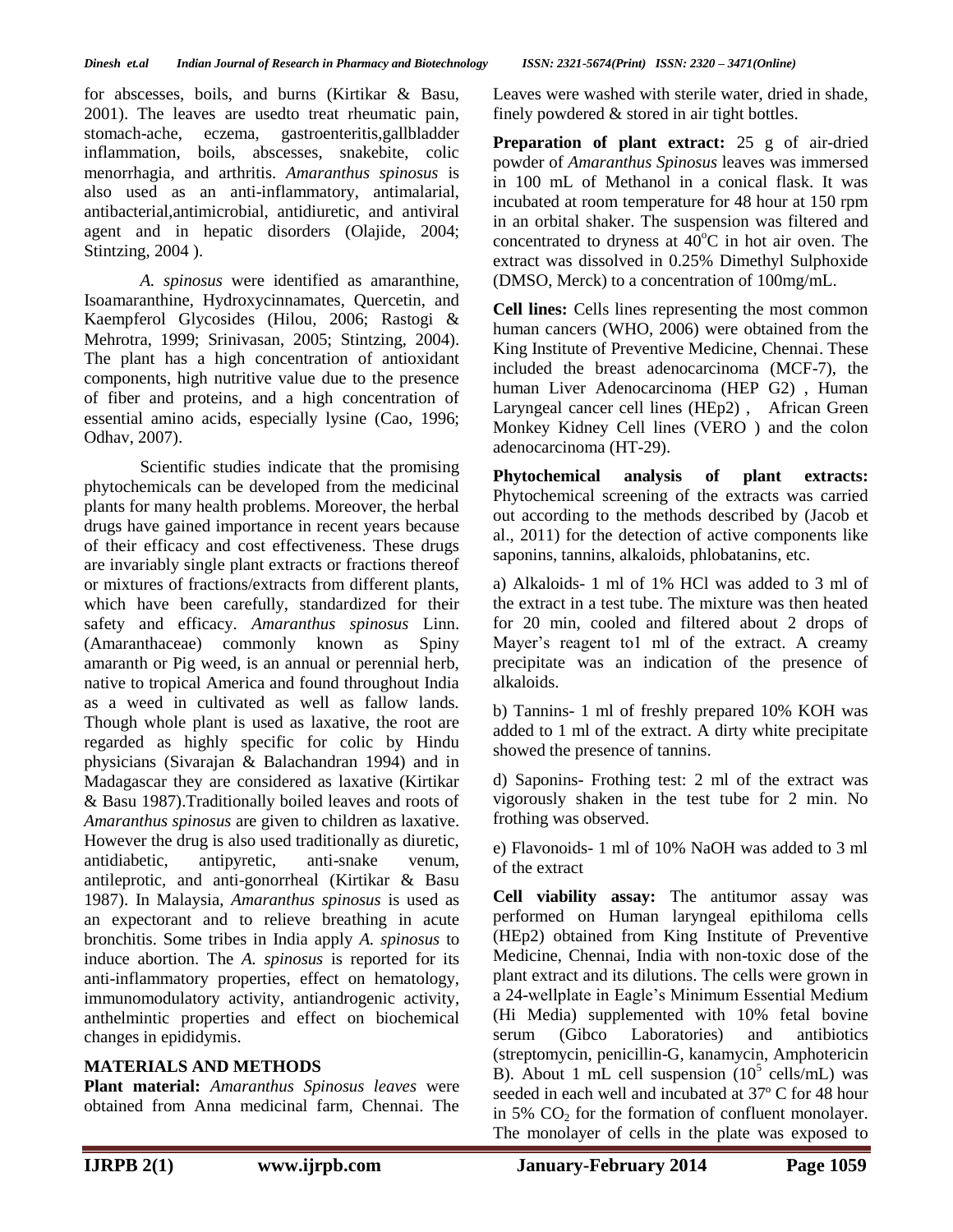for abscesses, boils, and burns (Kirtikar & Basu, 2001). The leaves are usedto treat rheumatic pain, stomach-ache, eczema, gastroenteritis,gallbladder inflammation, boils, abscesses, snakebite, colic menorrhagia, and arthritis. *Amaranthus spinosus* is also used as an anti-inflammatory, antimalarial, antibacterial,antimicrobial, antidiuretic, and antiviral agent and in hepatic disorders (Olajide, 2004; Stintzing, 2004 ).

*A. spinosus* were identified as amaranthine, Isoamaranthine, Hydroxycinnamates, Quercetin, and Kaempferol Glycosides (Hilou, 2006; Rastogi & Mehrotra, 1999; Srinivasan, 2005; Stintzing, 2004). The plant has a high concentration of antioxidant components, high nutritive value due to the presence of fiber and proteins, and a high concentration of essential amino acids, especially lysine (Cao, 1996; Odhav, 2007).

Scientific studies indicate that the promising phytochemicals can be developed from the medicinal plants for many health problems. Moreover, the herbal drugs have gained importance in recent years because of their efficacy and cost effectiveness. These drugs are invariably single plant extracts or fractions thereof or mixtures of fractions/extracts from different plants, which have been carefully, standardized for their safety and efficacy. *Amaranthus spinosus* Linn. (Amaranthaceae) commonly known as Spiny amaranth or Pig weed, is an annual or perennial herb, native to tropical America and found throughout India as a weed in cultivated as well as fallow lands. Though whole plant is used as laxative, the root are regarded as highly specific for colic by Hindu physicians (Sivarajan & Balachandran 1994) and in Madagascar they are considered as laxative (Kirtikar & Basu 1987).Traditionally boiled leaves and roots of *Amaranthus spinosus* are given to children as laxative. However the drug is also used traditionally as diuretic, antidiabetic, antipyretic, anti-snake venum, antileprotic, and anti-gonorrheal (Kirtikar & Basu 1987). In Malaysia, *Amaranthus spinosus* is used as an expectorant and to relieve breathing in acute bronchitis. Some tribes in India apply *A. spinosus* to induce abortion. The *A. spinosus* is reported for its anti-inflammatory properties, effect on hematology, immunomodulatory activity, antiandrogenic activity, anthelmintic properties and effect on biochemical changes in epididymis.

## MATERIALS AND METHODS

**Plant material:** *Amaranthus Spinosus leaves* were obtained from Anna medicinal farm, Chennai. The Leaves were washed with sterile water, dried in shade, finely powdered & stored in air tight bottles.

**Preparation of plant extract:** 25 g of air-dried powder of *Amaranthus Spinosus* leaves was immersed in 100 mL of Methanol in a conical flask. It was incubated at room temperature for 48 hour at 150 rpm in an orbital shaker. The suspension was filtered and concentrated to dryness at $40^{o}$C in hot air oven. The extract was dissolved in 0.25% Dimethyl Sulphoxide (DMSO, Merck) to a concentration of 100mg/mL.

**Cell lines:** Cells lines representing the most common human cancers (WHO, 2006) were obtained from the King Institute of Preventive Medicine, Chennai. These included the breast adenocarcinoma (MCF-7), the human Liver Adenocarcinoma (HEP G2) , Human Laryngeal cancer cell lines (HEp2) , African Green Monkey Kidney Cell lines (VERO ) and the colon adenocarcinoma (HT-29).

**Phytochemical analysis of plant extracts:** Phytochemical screening of the extracts was carried out according to the methods described by (Jacob et al., 2011) for the detection of active components like saponins, tannins, alkaloids, phlobatanins, etc.

a) Alkaloids- 1 ml of 1% HCl was added to 3 ml of the extract in a test tube. The mixture was then heated for 20 min, cooled and filtered about 2 drops of Mayer's reagent to1 ml of the extract. A creamy precipitate was an indication of the presence of alkaloids.

b) Tannins- 1 ml of freshly prepared 10% KOH was added to 1 ml of the extract. A dirty white precipitate showed the presence of tannins.

d) Saponins- Frothing test: 2 ml of the extract was vigorously shaken in the test tube for 2 min. No frothing was observed.

e) Flavonoids- 1 ml of 10% NaOH was added to 3 ml of the extract

**Cell viability assay:** The antitumor assay was performed on Human laryngeal epithiloma cells (HEp2) obtained from King Institute of Preventive Medicine, Chennai, India with non-toxic dose of the plant extract and its dilutions. The cells were grown in a 24-wellplate in Eagle's Minimum Essential Medium (Hi Media) supplemented with 10% fetal bovine serum (Gibco Laboratories) and antibiotics (streptomycin, penicillin-G, kanamycin, Amphotericin B). About 1 mL cell suspension ($10^{5}$ cells/mL) was seeded in each well and incubated at 37º C for 48 hour in 5% $CO_2$ for the formation of confluent monolayer. The monolayer of cells in the plate was exposed to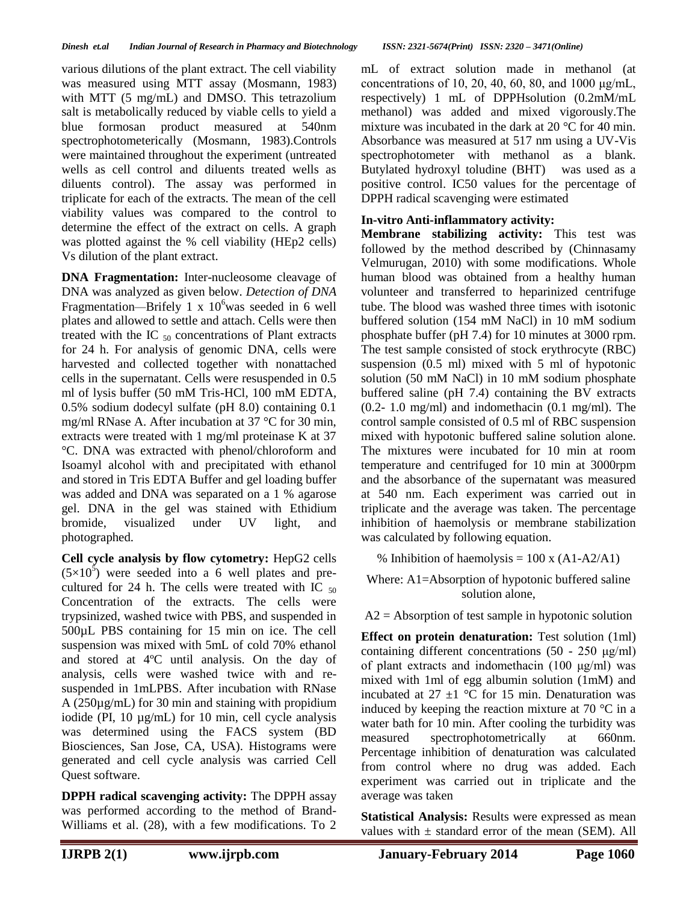various dilutions of the plant extract. The cell viability was measured using MTT assay (Mosmann, 1983) with MTT (5 mg/mL) and DMSO. This tetrazolium salt is metabolically reduced by viable cells to yield a blue formosan product measured at 540nm spectrophotometerically (Mosmann, 1983).Controls were maintained throughout the experiment (untreated wells as cell control and diluents treated wells as diluents control). The assay was performed in triplicate for each of the extracts. The mean of the cell viability values was compared to the control to determine the effect of the extract on cells. A graph was plotted against the % cell viability (HEp2 cells) Vs dilution of the plant extract.

**DNA Fragmentation:** Inter-nucleosome cleavage of DNA was analyzed as given below. *Detection of DNA* Fragmentation—Brifely 1 x $10^6$was seeded in 6 well plates and allowed to settle and attach. Cells were then treated with the IC $_{50}$ concentrations of Plant extracts for 24 h. For analysis of genomic DNA, cells were harvested and collected together with nonattached cells in the supernatant. Cells were resuspended in 0.5 ml of lysis buffer (50 mM Tris-HCl, 100 mM EDTA, 0.5% sodium dodecyl sulfate (pH 8.0) containing 0.1 mg/ml RNase A. After incubation at 37 °C for 30 min, extracts were treated with 1 mg/ml proteinase K at 37 °C. DNA was extracted with phenol/chloroform and Isoamyl alcohol with and precipitated with ethanol and stored in Tris EDTA Buffer and gel loading buffer was added and DNA was separated on a 1 % agarose gel. DNA in the gel was stained with Ethidium bromide, visualized under UV light, and photographed.

**Cell cycle analysis by flow cytometry:** HepG2 cells ($5\times10^5$) were seeded into a 6 well plates and pre-cultured for 24 h. The cells were treated with IC $_{50}$ Concentration of the extracts. The cells were trypsinized, washed twice with PBS, and suspended in 500µL PBS containing for 15 min on ice. The cell suspension was mixed with 5mL of cold 70% ethanol and stored at 4ºC until analysis. On the day of analysis, cells were washed twice with and re-suspended in 1mLPBS. After incubation with RNase A (250µg/mL) for 30 min and staining with propidium iodide (PI, 10 µg/mL) for 10 min, cell cycle analysis was determined using the FACS system (BD Biosciences, San Jose, CA, USA). Histograms were generated and cell cycle analysis was carried Cell Quest software.

**DPPH radical scavenging activity:** The DPPH assay was performed according to the method of Brand-Williams et al. (28), with a few modifications. To 2 mL of extract solution made in methanol (at concentrations of 10, 20, 40, 60, 80, and 1000 µg/mL, respectively) 1 mL of DPPHsolution (0.2mM/mL methanol) was added and mixed vigorously.The mixture was incubated in the dark at 20 °C for 40 min. Absorbance was measured at 517 nm using a UV-Vis spectrophotometer with methanol as a blank. Butylated hydroxyl toludine (BHT) was used as a positive control. IC50 values for the percentage of DPPH radical scavenging were estimated

**In-vitro Anti-inflammatory activity:**

**Membrane stabilizing activity:** This test was followed by the method described by (Chinnasamy Velmurugan, 2010) with some modifications. Whole human blood was obtained from a healthy human volunteer and transferred to heparinized centrifuge tube. The blood was washed three times with isotonic buffered solution (154 mM NaCl) in 10 mM sodium phosphate buffer (pH 7.4) for 10 minutes at 3000 rpm. The test sample consisted of stock erythrocyte (RBC) suspension (0.5 ml) mixed with 5 ml of hypotonic solution (50 mM NaCl) in 10 mM sodium phosphate buffered saline (pH 7.4) containing the BV extracts (0.2- 1.0 mg/ml) and indomethacin (0.1 mg/ml). The control sample consisted of 0.5 ml of RBC suspension mixed with hypotonic buffered saline solution alone. The mixtures were incubated for 10 min at room temperature and centrifuged for 10 min at 3000rpm and the absorbance of the supernatant was measured at 540 nm. Each experiment was carried out in triplicate and the average was taken. The percentage inhibition of haemolysis or membrane stabilization was calculated by following equation.

$$\% \text{ Inhibition of haemolysis} = 100 \times (A1-A2/A1)$$

Where: A1=Absorption of hypotonic buffered saline solution alone,

A2 = Absorption of test sample in hypotonic solution

**Effect on protein denaturation:** Test solution (1ml) containing different concentrations (50 - 250 µg/ml) of plant extracts and indomethacin (100 µg/ml) was mixed with 1ml of egg albumin solution (1mM) and incubated at 27 ±1 °C for 15 min. Denaturation was induced by keeping the reaction mixture at 70 °C in a water bath for 10 min. After cooling the turbidity was measured spectrophotometrically at 660nm. Percentage inhibition of denaturation was calculated from control where no drug was added. Each experiment was carried out in triplicate and the average was taken

**Statistical Analysis:** Results were expressed as mean values with ± standard error of the mean (SEM). All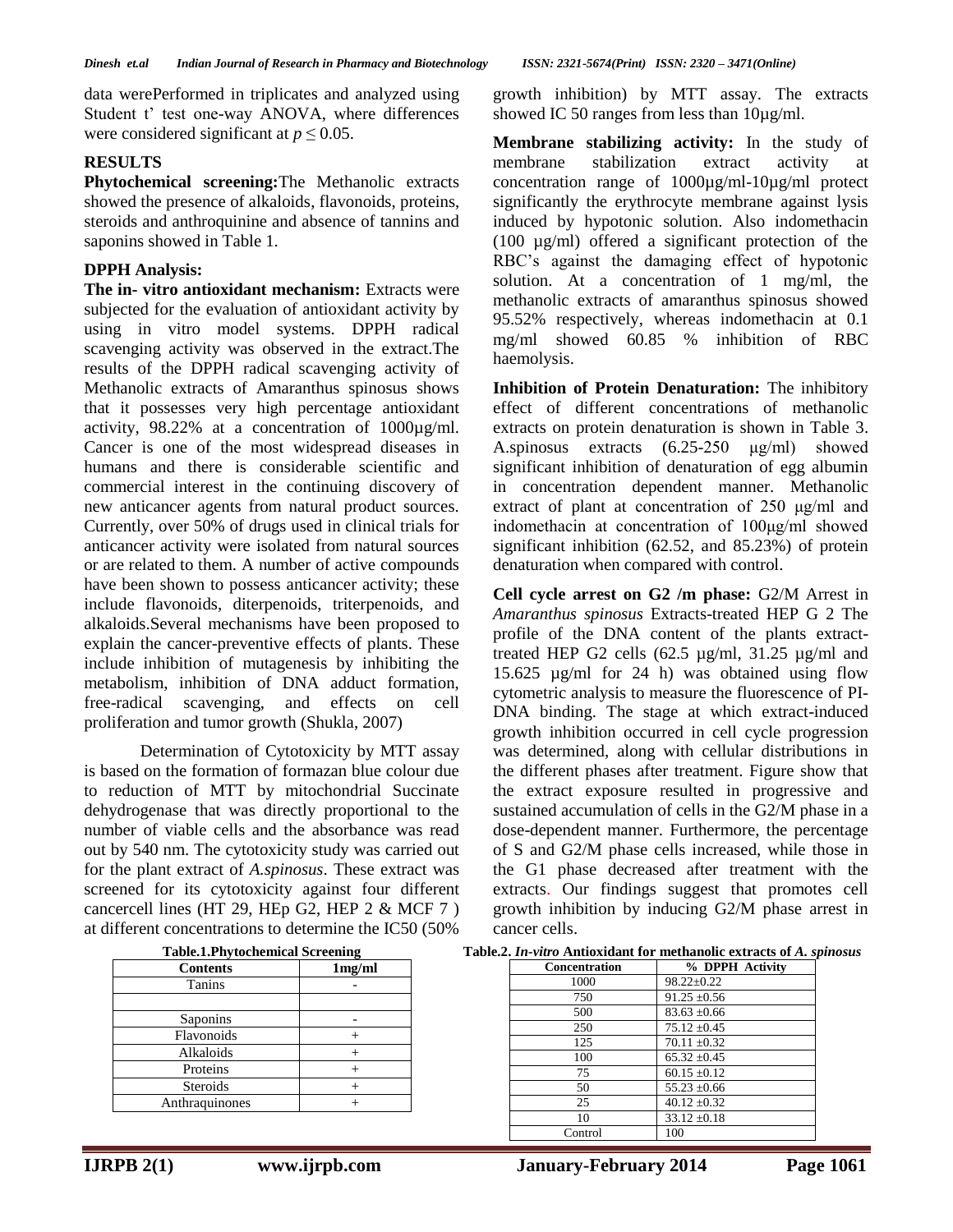data werePerformed in triplicates and analyzed using Student t' test one-way ANOVA, where differences were considered significant at $p \leq 0.05$.

## RESULTS

**Phytochemical screening:**The Methanolic extracts showed the presence of alkaloids, flavonoids, proteins, steroids and anthroquinine and absence of tannins and saponins showed in Table 1.

**DPPH Analysis:**

**The in- vitro antioxidant mechanism:** Extracts were subjected for the evaluation of antioxidant activity by using in vitro model systems. DPPH radical scavenging activity was observed in the extract.The results of the DPPH radical scavenging activity of Methanolic extracts of Amaranthus spinosus shows that it possesses very high percentage antioxidant activity, 98.22% at a concentration of 1000µg/ml. Cancer is one of the most widespread diseases in humans and there is considerable scientific and commercial interest in the continuing discovery of new anticancer agents from natural product sources. Currently, over 50% of drugs used in clinical trials for anticancer activity were isolated from natural sources or are related to them. A number of active compounds have been shown to possess anticancer activity; these include flavonoids, diterpenoids, triterpenoids, and alkaloids.Several mechanisms have been proposed to explain the cancer-preventive effects of plants. These include inhibition of mutagenesis by inhibiting the metabolism, inhibition of DNA adduct formation, free-radical scavenging, and effects on cell proliferation and tumor growth (Shukla, 2007)

Determination of Cytotoxicity by MTT assay is based on the formation of formazan blue colour due to reduction of MTT by mitochondrial Succinate dehydrogenase that was directly proportional to the number of viable cells and the absorbance was read out by 540 nm. The cytotoxicity study was carried out for the plant extract of *A.spinosus*. These extract was screened for its cytotoxicity against four different cancercell lines (HT 29, HEp G2, HEP 2 & MCF 7 ) at different concentrations to determine the IC50 (50% growth inhibition) by MTT assay. The extracts showed IC 50 ranges from less than 10µg/ml.

**Membrane stabilizing activity:** In the study of membrane stabilization extract activity at concentration range of 1000µg/ml-10µg/ml protect significantly the erythrocyte membrane against lysis induced by hypotonic solution. Also indomethacin (100 µg/ml) offered a significant protection of the RBC's against the damaging effect of hypotonic solution. At a concentration of 1 mg/ml, the methanolic extracts of amaranthus spinosus showed 95.52% respectively, whereas indomethacin at 0.1 mg/ml showed 60.85 % inhibition of RBC haemolysis.

**Inhibition of Protein Denaturation:** The inhibitory effect of different concentrations of methanolic extracts on protein denaturation is shown in Table 3. A.spinosus extracts (6.25-250 µg/ml) showed significant inhibition of denaturation of egg albumin in concentration dependent manner. Methanolic extract of plant at concentration of 250 µg/ml and indomethacin at concentration of 100µg/ml showed significant inhibition (62.52, and 85.23%) of protein denaturation when compared with control.

**Cell cycle arrest on G2 /m phase:** G2/M Arrest in *Amaranthus spinosus* Extracts-treated HEP G 2 The profile of the DNA content of the plants extract-treated HEP G2 cells (62.5 µg/ml, 31.25 µg/ml and 15.625 µg/ml for 24 h) was obtained using flow cytometric analysis to measure the fluorescence of PI-DNA binding. The stage at which extract-induced growth inhibition occurred in cell cycle progression was determined, along with cellular distributions in the different phases after treatment. Figure show that the extract exposure resulted in progressive and sustained accumulation of cells in the G2/M phase in a dose-dependent manner. Furthermore, the percentage of S and G2/M phase cells increased, while those in the G1 phase decreased after treatment with the extracts. Our findings suggest that promotes cell growth inhibition by inducing G2/M phase arrest in cancer cells.

**Table.1.Phytochemical Screening**

| Contents | 1mg/ml |
|---|---|
| Tanins | - |
| | |
| Saponins | - |
| Flavonoids | + |
| Alkaloids | + |
| Proteins | + |
| Steroids | + |
| Anthraquinones | + |

**Table.2.** ***In-vitro*** **Antioxidant for methanolic extracts of** ***A. spinosus***

| Concentration | % DPPH Activity |
|---|---|
| 1000 | 98.22±0.22 |
| 750 | 91.25 ±0.56 |
| 500 | 83.63 ±0.66 |
| 250 | 75.12 ±0.45 |
| 125 | 70.11 ±0.32 |
| 100 | 65.32 ±0.45 |
| 75 | 60.15 ±0.12 |
| 50 | 55.23 ±0.66 |
| 25 | 40.12 ±0.32 |
| 10 | 33.12 ±0.18 |
| Control | 100 |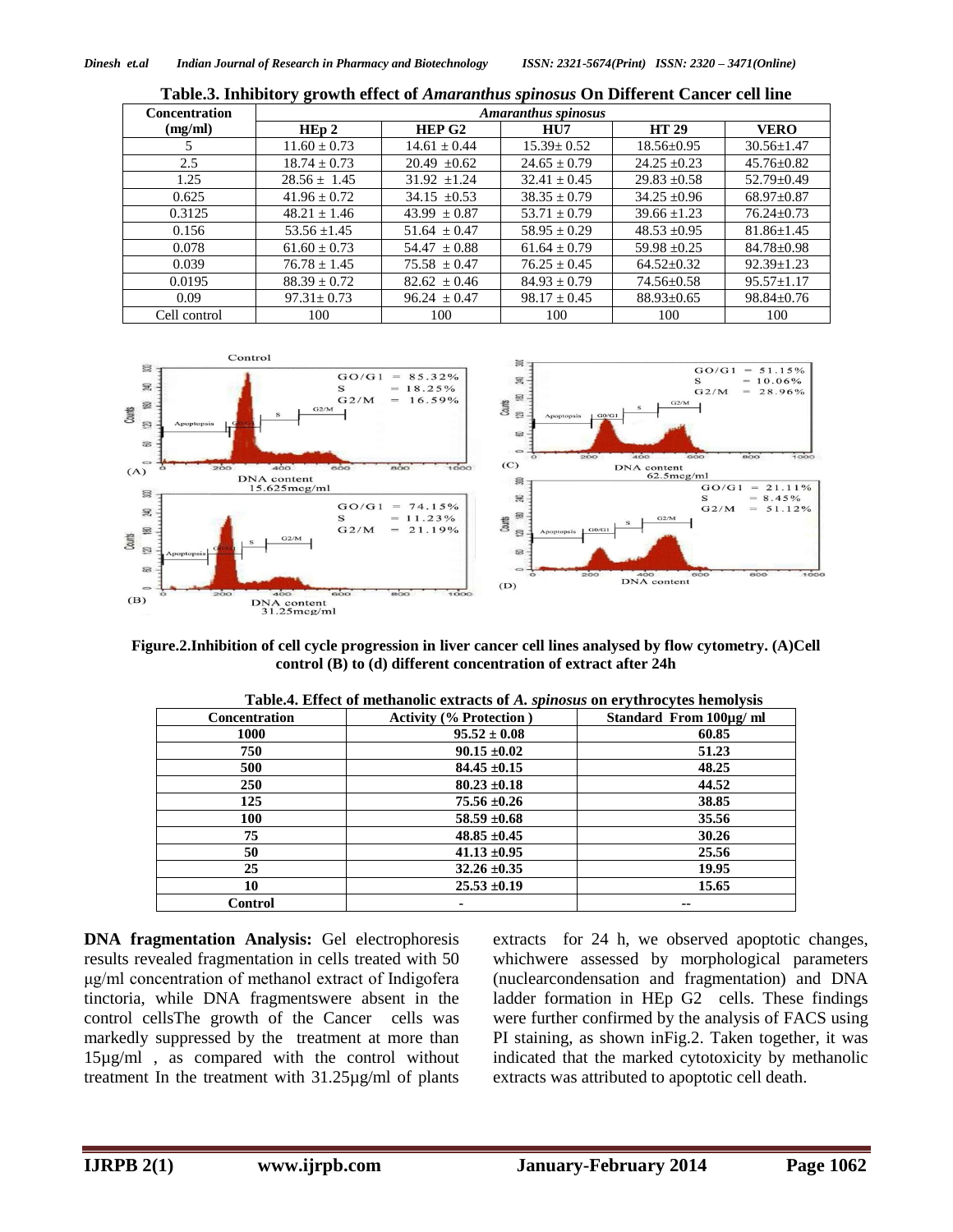**Table.3. Inhibitory growth effect of *Amaranthus spinosus* On Different Cancer cell line**

| Concentration (mg/ml) | *Amaranthus spinosus* | | | | |
|---|---|---|---|---|---|
| | HEp 2 | HEP G2 | HU7 | HT 29 | VERO |
| 5 | 11.60 ± 0.73 | 14.61 ± 0.44 | 15.39± 0.52 | 18.56±0.95 | 30.56±1.47 |
| 2.5 | 18.74 ± 0.73 | 20.49 ±0.62 | 24.65 ± 0.79 | 24.25 ±0.23 | 45.76±0.82 |
| 1.25 | 28.56 ± 1.45 | 31.92 ±1.24 | 32.41 ± 0.45 | 29.83 ±0.58 | 52.79±0.49 |
| 0.625 | 41.96 ± 0.72 | 34.15 ±0.53 | 38.35 ± 0.79 | 34.25 ±0.96 | 68.97±0.87 |
| 0.3125 | 48.21 ± 1.46 | 43.99 ± 0.87 | 53.71 ± 0.79 | 39.66 ±1.23 | 76.24±0.73 |
| 0.156 | 53.56 ±1.45 | 51.64 ± 0.47 | 58.95 ± 0.29 | 48.53 ±0.95 | 81.86±1.45 |
| 0.078 | 61.60 ± 0.73 | 54.47 ± 0.88 | 61.64 ± 0.79 | 59.98 ±0.25 | 84.78±0.98 |
| 0.039 | 76.78 ± 1.45 | 75.58 ± 0.47 | 76.25 ± 0.45 | 64.52±0.32 | 92.39±1.23 |
| 0.0195 | 88.39 ± 0.72 | 82.62 ± 0.46 | 84.93 ± 0.79 | 74.56±0.58 | 95.57±1.17 |
| 0.09 | 97.31± 0.73 | 96.24 ± 0.47 | 98.17 ± 0.45 | 88.93±0.65 | 98.84±0.76 |
| Cell control | 100 | 100 | 100 | 100 | 100 |

**Figure.2.Inhibition of cell cycle progression in liver cancer cell lines analysed by flow cytometry. (A)Cell control (B) to (d) different concentration of extract after 24h**

**Table.4. Effect of methanolic extracts of *A. spinosus* on erythrocytes hemolysis**

| Concentration | Activity (% Protection ) | Standard From 100µg/ ml |
|---|---|---|
| **1000** | **95.52 ± 0.08** | **60.85** |
| **750** | **90.15 ±0.02** | **51.23** |
| **500** | **84.45 ±0.15** | **48.25** |
| **250** | **80.23 ±0.18** | **44.52** |
| **125** | **75.56 ±0.26** | **38.85** |
| **100** | **58.59 ±0.68** | **35.56** |
| **75** | **48.85 ±0.45** | **30.26** |
| **50** | **41.13 ±0.95** | **25.56** |
| **25** | **32.26 ±0.35** | **19.95** |
| **10** | **25.53 ±0.19** | **15.65** |
| **Control** | **-** | **--** |

**DNA fragmentation Analysis:** Gel electrophoresis results revealed fragmentation in cells treated with 50 µg/ml concentration of methanol extract of Indigofera tinctoria, while DNA fragmentswere absent in the control cellsThe growth of the Cancer cells was markedly suppressed by the treatment at more than 15µg/ml , as compared with the control without treatment In the treatment with 31.25µg/ml of plants extracts for 24 h, we observed apoptotic changes, whichwere assessed by morphological parameters (nuclearcondensation and fragmentation) and DNA ladder formation in HEp G2 cells. These findings were further confirmed by the analysis of FACS using PI staining, as shown inFig.2. Taken together, it was indicated that the marked cytotoxicity by methanolic extracts was attributed to apoptotic cell death.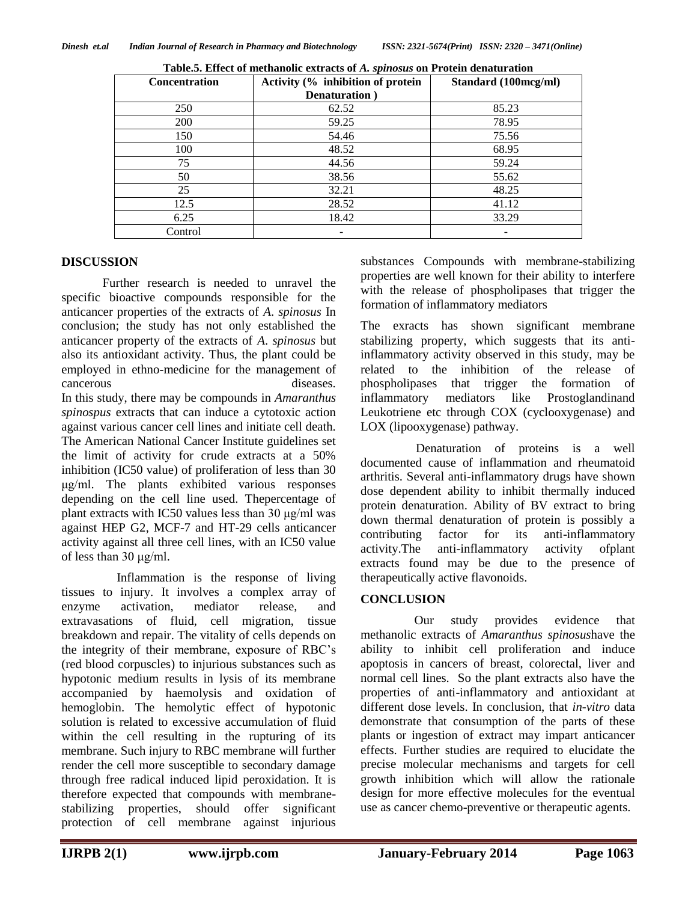**Table.5. Effect of methanolic extracts of *A. spinosus* on Protein denaturation**

| Concentration | Activity (% inhibition of protein Denaturation ) | Standard (100mcg/ml) |
|---|---|---|
| 250 | 62.52 | 85.23 |
| 200 | 59.25 | 78.95 |
| 150 | 54.46 | 75.56 |
| 100 | 48.52 | 68.95 |
| 75 | 44.56 | 59.24 |
| 50 | 38.56 | 55.62 |
| 25 | 32.21 | 48.25 |
| 12.5 | 28.52 | 41.12 |
| 6.25 | 18.42 | 33.29 |
| Control | - | - |

## DISCUSSION

Further research is needed to unravel the specific bioactive compounds responsible for the anticancer properties of the extracts of *A. spinosus* In conclusion; the study has not only established the anticancer property of the extracts of *A. spinosus* but also its antioxidant activity. Thus, the plant could be employed in ethno-medicine for the management of cancerous diseases.
In this study, there may be compounds in *Amaranthus spinospus* extracts that can induce a cytotoxic action against various cancer cell lines and initiate cell death. The American National Cancer Institute guidelines set the limit of activity for crude extracts at a 50% inhibition (IC50 value) of proliferation of less than 30 μg/ml. The plants exhibited various responses depending on the cell line used. Thepercentage of plant extracts with IC50 values less than 30 μg/ml was against HEP G2, MCF-7 and HT-29 cells anticancer activity against all three cell lines, with an IC50 value of less than 30 μg/ml.

Inflammation is the response of living tissues to injury. It involves a complex array of enzyme activation, mediator release, and extravasations of fluid, cell migration, tissue breakdown and repair. The vitality of cells depends on the integrity of their membrane, exposure of RBC's (red blood corpuscles) to injurious substances such as hypotonic medium results in lysis of its membrane accompanied by haemolysis and oxidation of hemoglobin. The hemolytic effect of hypotonic solution is related to excessive accumulation of fluid within the cell resulting in the rupturing of its membrane. Such injury to RBC membrane will further render the cell more susceptible to secondary damage through free radical induced lipid peroxidation. It is therefore expected that compounds with membrane-stabilizing properties, should offer significant protection of cell membrane against injurious substances Compounds with membrane-stabilizing properties are well known for their ability to interfere with the release of phospholipases that trigger the formation of inflammatory mediators

The exracts has shown significant membrane stabilizing property, which suggests that its anti-inflammatory activity observed in this study, may be related to the inhibition of the release of phospholipases that trigger the formation of inflammatory mediators like Prostoglandinand Leukotriene etc through COX (cyclooxygenase) and LOX (lipooxygenase) pathway.

Denaturation of proteins is a well documented cause of inflammation and rheumatoid arthritis. Several anti-inflammatory drugs have shown dose dependent ability to inhibit thermally induced protein denaturation. Ability of BV extract to bring down thermal denaturation of protein is possibly a contributing factor for its anti-inflammatory activity.The anti-inflammatory activity ofplant extracts found may be due to the presence of therapeutically active flavonoids.

## CONCLUSION

Our study provides evidence that methanolic extracts of *Amaranthus spinosus*have the ability to inhibit cell proliferation and induce apoptosis in cancers of breast, colorectal, liver and normal cell lines. So the plant extracts also have the properties of anti-inflammatory and antioxidant at different dose levels. In conclusion, that *in-vitro* data demonstrate that consumption of the parts of these plants or ingestion of extract may impart anticancer effects. Further studies are required to elucidate the precise molecular mechanisms and targets for cell growth inhibition which will allow the rationale design for more effective molecules for the eventual use as cancer chemo-preventive or therapeutic agents.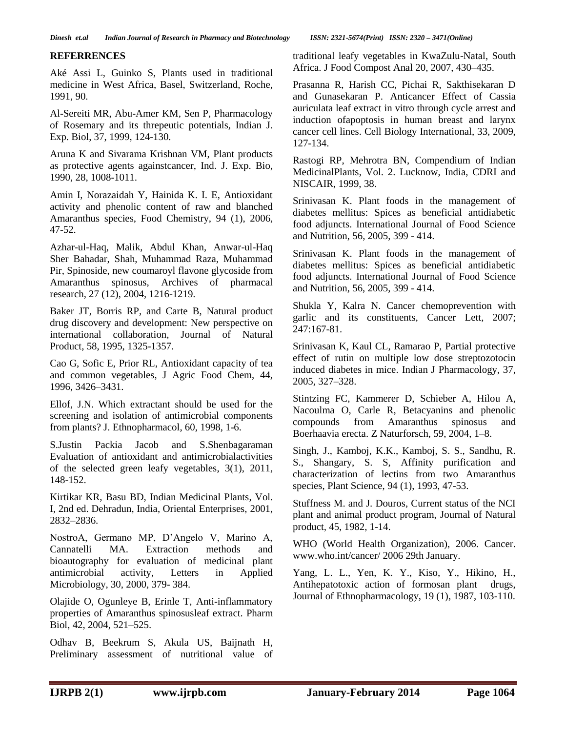## REFERRENCES

Aké Assi L, Guinko S, Plants used in traditional medicine in West Africa, Basel, Switzerland, Roche, 1991, 90.

Al-Sereiti MR, Abu-Amer KM, Sen P, Pharmacology of Rosemary and its threpeutic potentials, Indian J. Exp. Biol, 37, 1999, 124-130.

Aruna K and Sivarama Krishnan VM, Plant products as protective agents againstcancer, Ind. J. Exp. Bio, 1990, 28, 1008-1011.

Amin I, Norazaidah Y, Hainida K. I. E, Antioxidant activity and phenolic content of raw and blanched Amaranthus species, Food Chemistry, 94 (1), 2006, 47-52.

Azhar-ul-Haq, Malik, Abdul Khan, Anwar-ul-Haq Sher Bahadar, Shah, Muhammad Raza, Muhammad Pir, Spinoside, new coumaroyl flavone glycoside from Amaranthus spinosus, Archives of pharmacal research, 27 (12), 2004, 1216-1219.

Baker JT, Borris RP, and Carte B, Natural product drug discovery and development: New perspective on international collaboration, Journal of Natural Product, 58, 1995, 1325-1357.

Cao G, Sofic E, Prior RL, Antioxidant capacity of tea and common vegetables, J Agric Food Chem, 44, 1996, 3426–3431.

Ellof, J.N. Which extractant should be used for the screening and isolation of antimicrobial components from plants? J. Ethnopharmacol, 60, 1998, 1-6.

S.Justin Packia Jacob and S.Shenbagaraman Evaluation of antioxidant and antimicrobialactivities of the selected green leafy vegetables, 3(1), 2011, 148-152.

Kirtikar KR, Basu BD, Indian Medicinal Plants, Vol. I, 2nd ed. Dehradun, India, Oriental Enterprises, 2001, 2832–2836.

NostroA, Germano MP, D'Angelo V, Marino A, Cannatelli MA. Extraction methods and bioautography for evaluation of medicinal plant antimicrobial activity, Letters in Applied Microbiology, 30, 2000, 379- 384.

Olajide O, Ogunleye B, Erinle T, Anti-inflammatory properties of Amaranthus spinosusleaf extract. Pharm Biol, 42, 2004, 521–525.

Odhav B, Beekrum S, Akula US, Baijnath H, Preliminary assessment of nutritional value of traditional leafy vegetables in KwaZulu-Natal, South Africa. J Food Compost Anal 20, 2007, 430–435.

Prasanna R, Harish CC, Pichai R, Sakthisekaran D and Gunasekaran P. Anticancer Effect of Cassia auriculata leaf extract in vitro through cycle arrest and induction ofapoptosis in human breast and larynx cancer cell lines. Cell Biology International, 33, 2009, 127-134.

Rastogi RP, Mehrotra BN, Compendium of Indian MedicinalPlants, Vol. 2. Lucknow, India, CDRI and NISCAIR, 1999, 38.

Srinivasan K. Plant foods in the management of diabetes mellitus: Spices as beneficial antidiabetic food adjuncts. International Journal of Food Science and Nutrition, 56, 2005, 399 - 414.

Srinivasan K. Plant foods in the management of diabetes mellitus: Spices as beneficial antidiabetic food adjuncts. International Journal of Food Science and Nutrition, 56, 2005, 399 - 414.

Shukla Y, Kalra N. Cancer chemoprevention with garlic and its constituents, Cancer Lett, 2007; 247:167-81.

Srinivasan K, Kaul CL, Ramarao P, Partial protective effect of rutin on multiple low dose streptozotocin induced diabetes in mice. Indian J Pharmacology, 37, 2005, 327–328.

Stintzing FC, Kammerer D, Schieber A, Hilou A, Nacoulma O, Carle R, Betacyanins and phenolic compounds from Amaranthus spinosus and Boerhaavia erecta. Z Naturforsch, 59, 2004, 1–8.

Singh, J., Kamboj, K.K., Kamboj, S. S., Sandhu, R. S., Shangary, S. S, Affinity purification and characterization of lectins from two Amaranthus species, Plant Science, 94 (1), 1993, 47-53.

Stuffness M. and J. Douros, Current status of the NCI plant and animal product program, Journal of Natural product, 45, 1982, 1-14.

WHO (World Health Organization), 2006. Cancer. www.who.int/cancer/ 2006 29th January.

Yang, L. L., Yen, K. Y., Kiso, Y., Hikino, H., Antihepatotoxic action of formosan plant drugs, Journal of Ethnopharmacology, 19 (1), 1987, 103-110.